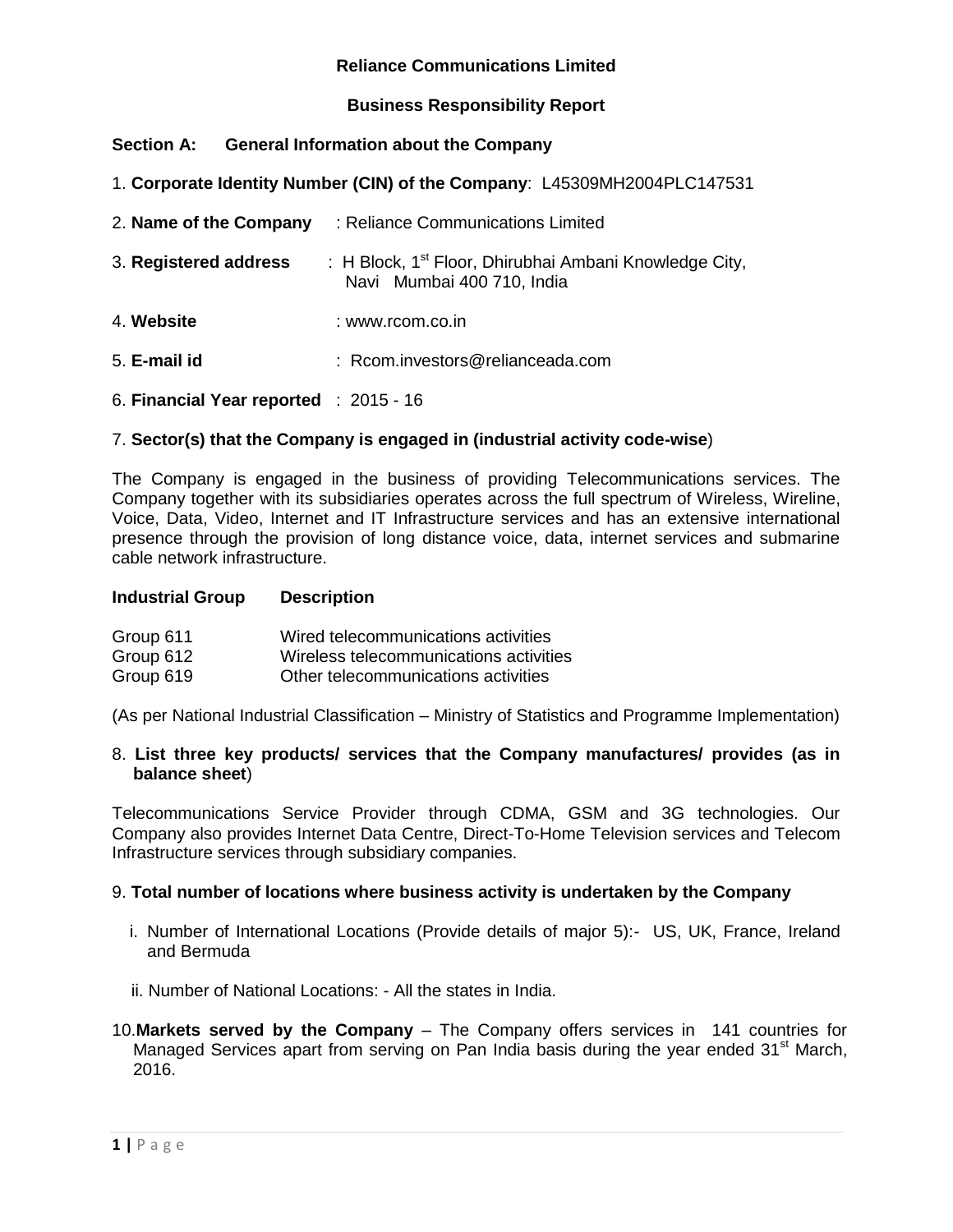# Reliance Communications Limited

## Business Responsibility Report

### Section A: General Information about the Company

1. **Corporate Identity Number (CIN) of the Company**: L45309MH2004PLC147531

2. **Name of the Company** : Reliance Communications Limited

3. **Registered address** : H Block, 1st Floor, Dhirubhai Ambani Knowledge City, Navi Mumbai 400 710, India

4. **Website** : www.rcom.co.in

5. **E-mail id** : Rcom.investors@relianceada.com

6. **Financial Year reported** : 2015 - 16

7. **Sector(s) that the Company is engaged in (industrial activity code-wise**)

The Company is engaged in the business of providing Telecommunications services. The Company together with its subsidiaries operates across the full spectrum of Wireless, Wireline, Voice, Data, Video, Internet and IT Infrastructure services and has an extensive international presence through the provision of long distance voice, data, internet services and submarine cable network infrastructure.

| Industrial Group | Description |
|---|---|
| Group 611 | Wired telecommunications activities |
| Group 612 | Wireless telecommunications activities |
| Group 619 | Other telecommunications activities |

(As per National Industrial Classification – Ministry of Statistics and Programme Implementation)

8. **List three key products/ services that the Company manufactures/ provides (as in balance sheet**)

Telecommunications Service Provider through CDMA, GSM and 3G technologies. Our Company also provides Internet Data Centre, Direct-To-Home Television services and Telecom Infrastructure services through subsidiary companies.

9. **Total number of locations where business activity is undertaken by the Company**

   i. Number of International Locations (Provide details of major 5):- US, UK, France, Ireland and Bermuda

   ii. Number of National Locations: - All the states in India.

10. **Markets served by the Company** – The Company offers services in 141 countries for Managed Services apart from serving on Pan India basis during the year ended 31st March, 2016.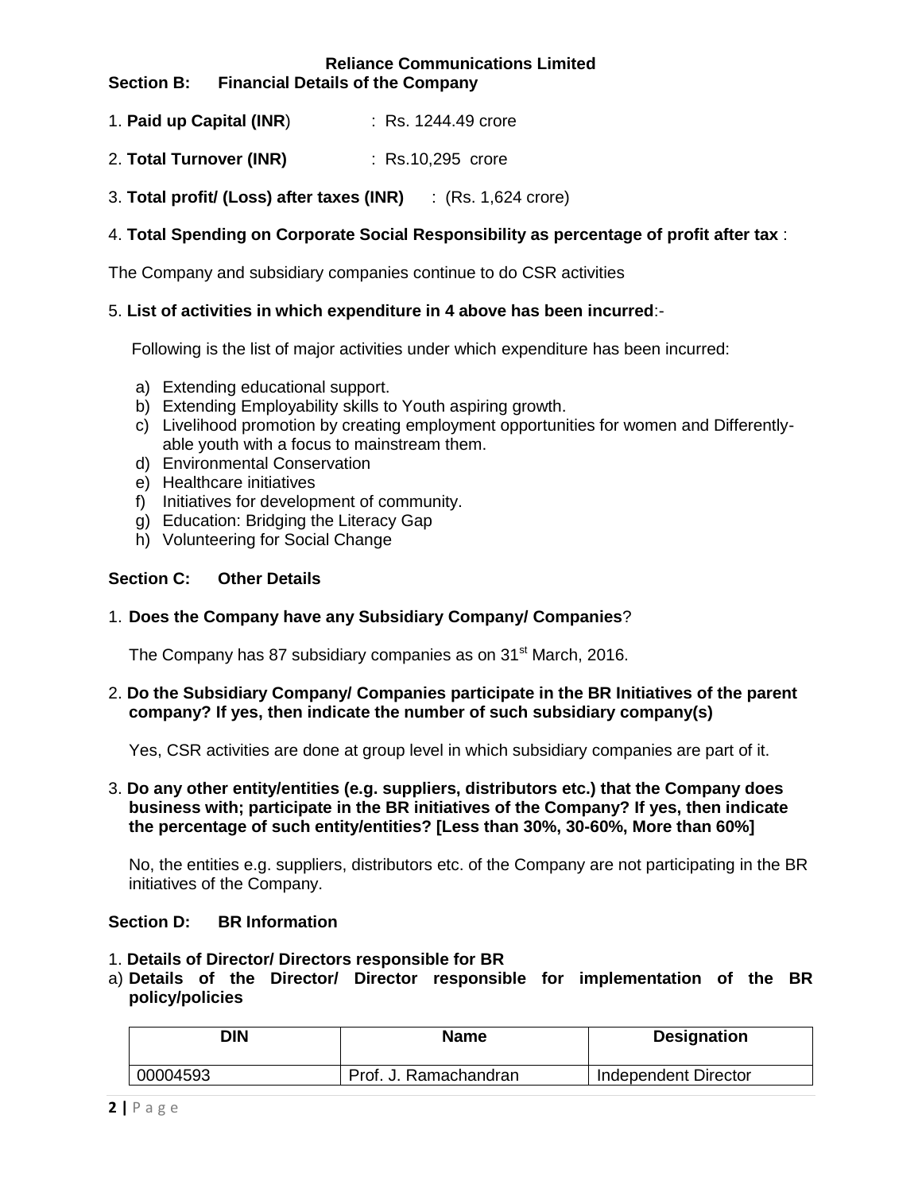**Reliance Communications Limited**

## Section B: Financial Details of the Company

1. **Paid up Capital (INR)** : Rs. 1244.49 crore

2. **Total Turnover (INR)** : Rs.10,295 crore

3. **Total profit/ (Loss) after taxes (INR)** : (Rs. 1,624 crore)

4. **Total Spending on Corporate Social Responsibility as percentage of profit after tax** :

The Company and subsidiary companies continue to do CSR activities

5. **List of activities in which expenditure in 4 above has been incurred**:-

Following is the list of major activities under which expenditure has been incurred:

a) Extending educational support.
b) Extending Employability skills to Youth aspiring growth.
c) Livelihood promotion by creating employment opportunities for women and Differently-able youth with a focus to mainstream them.
d) Environmental Conservation
e) Healthcare initiatives
f) Initiatives for development of community.
g) Education: Bridging the Literacy Gap
h) Volunteering for Social Change

## Section C: Other Details

1. **Does the Company have any Subsidiary Company/ Companies**?

The Company has 87 subsidiary companies as on 31st March, 2016.

2. **Do the Subsidiary Company/ Companies participate in the BR Initiatives of the parent company? If yes, then indicate the number of such subsidiary company(s)**

Yes, CSR activities are done at group level in which subsidiary companies are part of it.

3. **Do any other entity/entities (e.g. suppliers, distributors etc.) that the Company does business with; participate in the BR initiatives of the Company? If yes, then indicate the percentage of such entity/entities? [Less than 30%, 30-60%, More than 60%]**

No, the entities e.g. suppliers, distributors etc. of the Company are not participating in the BR initiatives of the Company.

## Section D: BR Information

1. **Details of Director/ Directors responsible for BR**

a) **Details of the Director/ Director responsible for implementation of the BR policy/policies**

| DIN | Name | Designation |
|---|---|---|
| 00004593 | Prof. J. Ramachandran | Independent Director |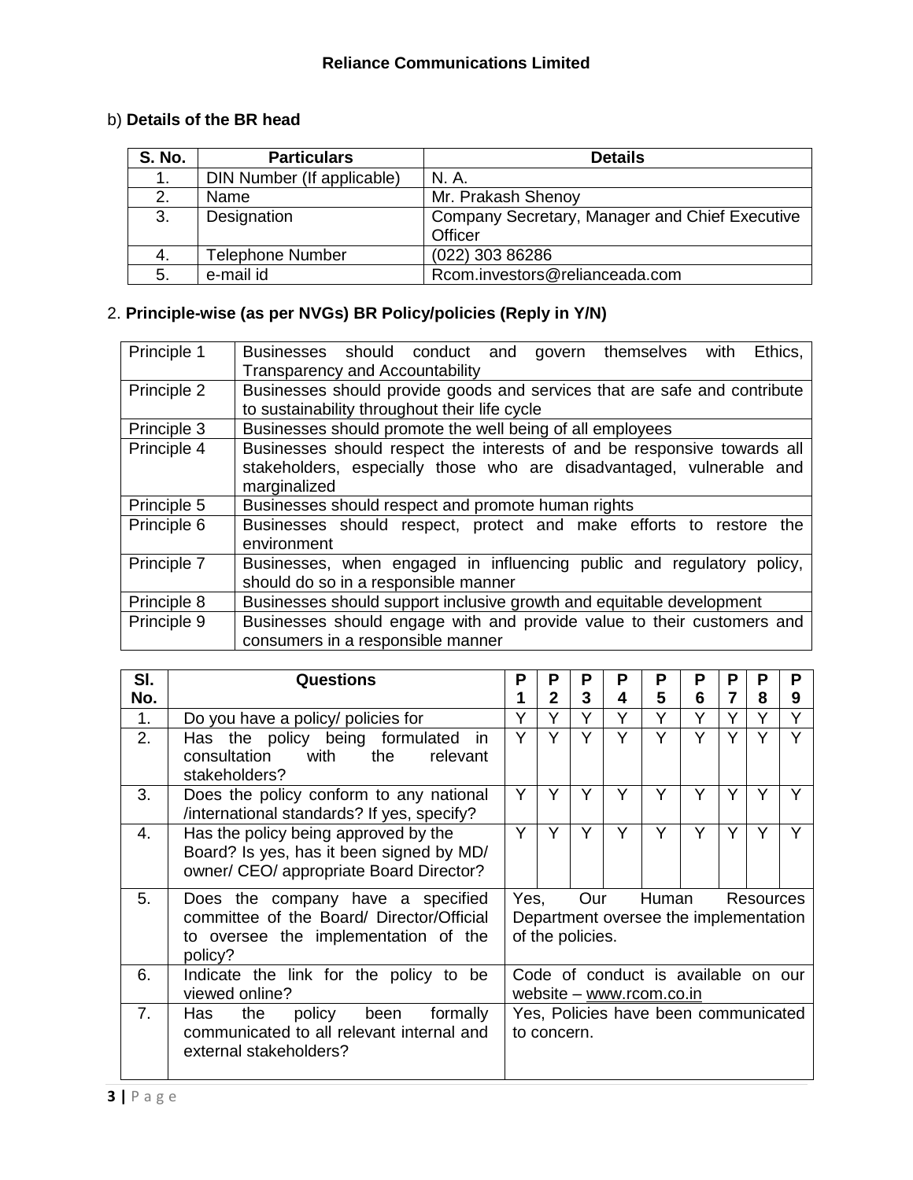b) **Details of the BR head**

| S. No. | Particulars | Details |
|---|---|---|
| 1. | DIN Number (If applicable) | N. A. |
| 2. | Name | Mr. Prakash Shenoy |
| 3. | Designation | Company Secretary, Manager and Chief Executive Officer |
| 4. | Telephone Number | (022) 303 86286 |
| 5. | e-mail id | Rcom.investors@relianceada.com |

2. **Principle-wise (as per NVGs) BR Policy/policies (Reply in Y/N)**

| | |
|---|---|
| Principle 1 | Businesses should conduct and govern themselves with Ethics, Transparency and Accountability |
| Principle 2 | Businesses should provide goods and services that are safe and contribute to sustainability throughout their life cycle |
| Principle 3 | Businesses should promote the well being of all employees |
| Principle 4 | Businesses should respect the interests of and be responsive towards all stakeholders, especially those who are disadvantaged, vulnerable and marginalized |
| Principle 5 | Businesses should respect and promote human rights |
| Principle 6 | Businesses should respect, protect and make efforts to restore the environment |
| Principle 7 | Businesses, when engaged in influencing public and regulatory policy, should do so in a responsible manner |
| Principle 8 | Businesses should support inclusive growth and equitable development |
| Principle 9 | Businesses should engage with and provide value to their customers and consumers in a responsible manner |

| Sl. No. | Questions | P 1 | P 2 | P 3 | P 4 | P 5 | P 6 | P 7 | P 8 | P 9 |
|---|---|---|---|---|---|---|---|---|---|---|
| 1. | Do you have a policy/ policies for | Y | Y | Y | Y | Y | Y | Y | Y | Y |
| 2. | Has the policy being formulated in consultation with the relevant stakeholders? | Y | Y | Y | Y | Y | Y | Y | Y | Y |
| 3. | Does the policy conform to any national /international standards? If yes, specify? | Y | Y | Y | Y | Y | Y | Y | Y | Y |
| 4. | Has the policy being approved by the Board? Is yes, has it been signed by MD/ owner/ CEO/ appropriate Board Director? | Y | Y | Y | Y | Y | Y | Y | Y | Y |
| 5. | Does the company have a specified committee of the Board/ Director/Official to oversee the implementation of the policy? | Yes, Our Human Resources Department oversee the implementation of the policies. | | | | | | | | |
| 6. | Indicate the link for the policy to be viewed online? | Code of conduct is available on our website – www.rcom.co.in | | | | | | | | |
| 7. | Has the policy been formally communicated to all relevant internal and external stakeholders? | Yes, Policies have been communicated to concern. | | | | | | | | |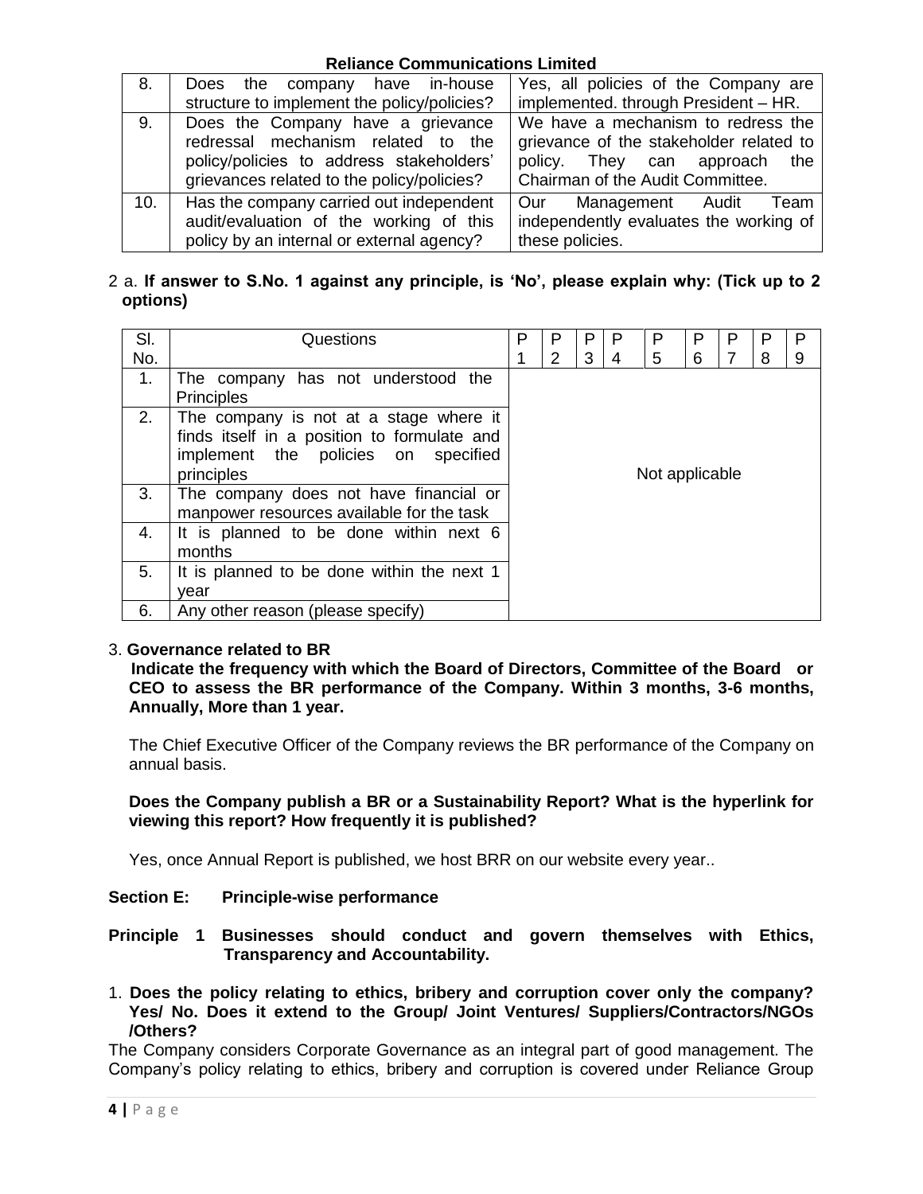| 8. | Does the company have in-house structure to implement the policy/policies? | Yes, all policies of the Company are implemented. through President – HR. |
|---|---|---|
| 9. | Does the Company have a grievance redressal mechanism related to the policy/policies to address stakeholders' grievances related to the policy/policies? | We have a mechanism to redress the grievance of the stakeholder related to policy. They can approach the Chairman of the Audit Committee. |
| 10. | Has the company carried out independent audit/evaluation of the working of this policy by an internal or external agency? | Our Management Audit Team independently evaluates the working of these policies. |

2 a. **If answer to S.No. 1 against any principle, is 'No', please explain why: (Tick up to 2 options)**

| Sl. No. | Questions | P 1 | P 2 | P 3 | P 4 | P 5 | P 6 | P 7 | P 8 | P 9 |
|---|---|---|---|---|---|---|---|---|---|---|
| 1. | The company has not understood the Principles | Not applicable | | | | | | | | |
| 2. | The company is not at a stage where it finds itself in a position to formulate and implement the policies on specified principles | | | | | | | | | |
| 3. | The company does not have financial or manpower resources available for the task | | | | | | | | | |
| 4. | It is planned to be done within next 6 months | | | | | | | | | |
| 5. | It is planned to be done within the next 1 year | | | | | | | | | |
| 6. | Any other reason (please specify) | | | | | | | | | |

3. **Governance related to BR**

**Indicate the frequency with which the Board of Directors, Committee of the Board or CEO to assess the BR performance of the Company. Within 3 months, 3-6 months, Annually, More than 1 year.**

The Chief Executive Officer of the Company reviews the BR performance of the Company on annual basis.

**Does the Company publish a BR or a Sustainability Report? What is the hyperlink for viewing this report? How frequently it is published?**

Yes, once Annual Report is published, we host BRR on our website every year..

## Section E: Principle-wise performance

### Principle 1 Businesses should conduct and govern themselves with Ethics, Transparency and Accountability.

1. **Does the policy relating to ethics, bribery and corruption cover only the company? Yes/ No. Does it extend to the Group/ Joint Ventures/ Suppliers/Contractors/NGOs /Others?**

The Company considers Corporate Governance as an integral part of good management. The Company's policy relating to ethics, bribery and corruption is covered under Reliance Group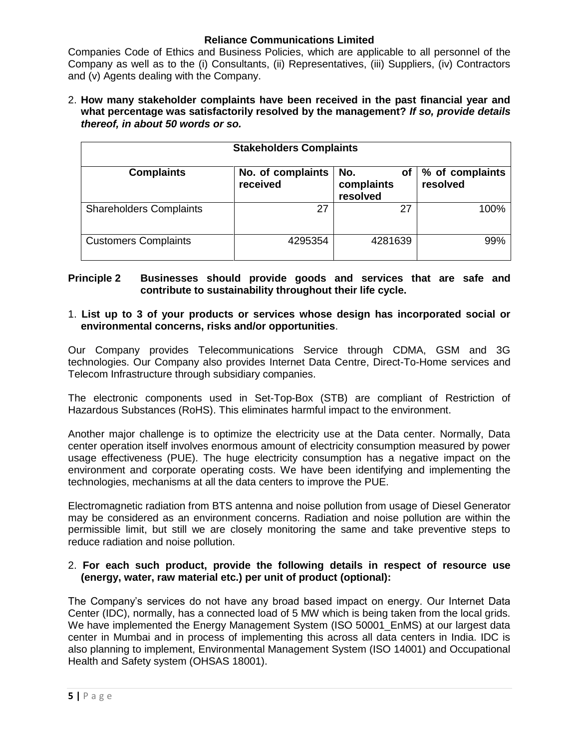Companies Code of Ethics and Business Policies, which are applicable to all personnel of the Company as well as to the (i) Consultants, (ii) Representatives, (iii) Suppliers, (iv) Contractors and (v) Agents dealing with the Company.

2. **How many stakeholder complaints have been received in the past financial year and what percentage was satisfactorily resolved by the management?** ***If so, provide details thereof, in about 50 words or so.***

| Stakeholders Complaints | | | |
|---|---|---|---|
| **Complaints** | **No. of complaints received** | **No. of complaints resolved** | **% of complaints resolved** |
| Shareholders Complaints | 27 | 27 | 100% |
| Customers Complaints | 4295354 | 4281639 | 99% |

**Principle 2 Businesses should provide goods and services that are safe and contribute to sustainability throughout their life cycle.**

1. **List up to 3 of your products or services whose design has incorporated social or environmental concerns, risks and/or opportunities**.

Our Company provides Telecommunications Service through CDMA, GSM and 3G technologies. Our Company also provides Internet Data Centre, Direct-To-Home services and Telecom Infrastructure through subsidiary companies.

The electronic components used in Set-Top-Box (STB) are compliant of Restriction of Hazardous Substances (RoHS). This eliminates harmful impact to the environment.

Another major challenge is to optimize the electricity use at the Data center. Normally, Data center operation itself involves enormous amount of electricity consumption measured by power usage effectiveness (PUE). The huge electricity consumption has a negative impact on the environment and corporate operating costs. We have been identifying and implementing the technologies, mechanisms at all the data centers to improve the PUE.

Electromagnetic radiation from BTS antenna and noise pollution from usage of Diesel Generator may be considered as an environment concerns. Radiation and noise pollution are within the permissible limit, but still we are closely monitoring the same and take preventive steps to reduce radiation and noise pollution.

2. **For each such product, provide the following details in respect of resource use (energy, water, raw material etc.) per unit of product (optional):**

The Company's services do not have any broad based impact on energy. Our Internet Data Center (IDC), normally, has a connected load of 5 MW which is being taken from the local grids. We have implemented the Energy Management System (ISO 50001_EnMS) at our largest data center in Mumbai and in process of implementing this across all data centers in India. IDC is also planning to implement, Environmental Management System (ISO 14001) and Occupational Health and Safety system (OHSAS 18001).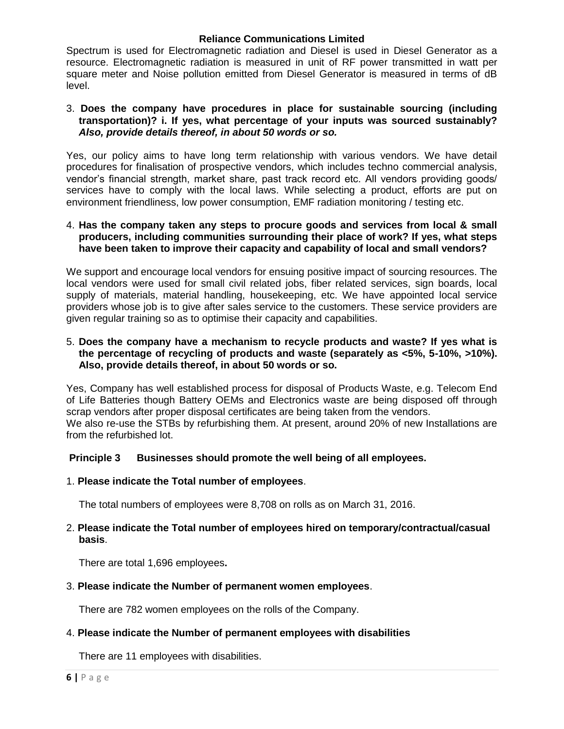Spectrum is used for Electromagnetic radiation and Diesel is used in Diesel Generator as a resource. Electromagnetic radiation is measured in unit of RF power transmitted in watt per square meter and Noise pollution emitted from Diesel Generator is measured in terms of dB level.

3. **Does the company have procedures in place for sustainable sourcing (including transportation)? i. If yes, what percentage of your inputs was sourced sustainably?** ***Also, provide details thereof, in about 50 words or so.***

Yes, our policy aims to have long term relationship with various vendors. We have detail procedures for finalisation of prospective vendors, which includes techno commercial analysis, vendor's financial strength, market share, past track record etc. All vendors providing goods/ services have to comply with the local laws. While selecting a product, efforts are put on environment friendliness, low power consumption, EMF radiation monitoring / testing etc.

4. **Has the company taken any steps to procure goods and services from local & small producers, including communities surrounding their place of work? If yes, what steps have been taken to improve their capacity and capability of local and small vendors?**

We support and encourage local vendors for ensuing positive impact of sourcing resources. The local vendors were used for small civil related jobs, fiber related services, sign boards, local supply of materials, material handling, housekeeping, etc. We have appointed local service providers whose job is to give after sales service to the customers. These service providers are given regular training so as to optimise their capacity and capabilities.

5. **Does the company have a mechanism to recycle products and waste? If yes what is the percentage of recycling of products and waste (separately as <5%, 5-10%, >10%). Also, provide details thereof, in about 50 words or so.**

Yes, Company has well established process for disposal of Products Waste, e.g. Telecom End of Life Batteries though Battery OEMs and Electronics waste are being disposed off through scrap vendors after proper disposal certificates are being taken from the vendors.
We also re-use the STBs by refurbishing them. At present, around 20% of new Installations are from the refurbished lot.

## Principle 3 Businesses should promote the well being of all employees.

1. **Please indicate the Total number of employees**.

   The total numbers of employees were 8,708 on rolls as on March 31, 2016.

2. **Please indicate the Total number of employees hired on temporary/contractual/casual basis**.

   There are total 1,696 employees**.**

3. **Please indicate the Number of permanent women employees**.

   There are 782 women employees on the rolls of the Company.

4. **Please indicate the Number of permanent employees with disabilities**

   There are 11 employees with disabilities.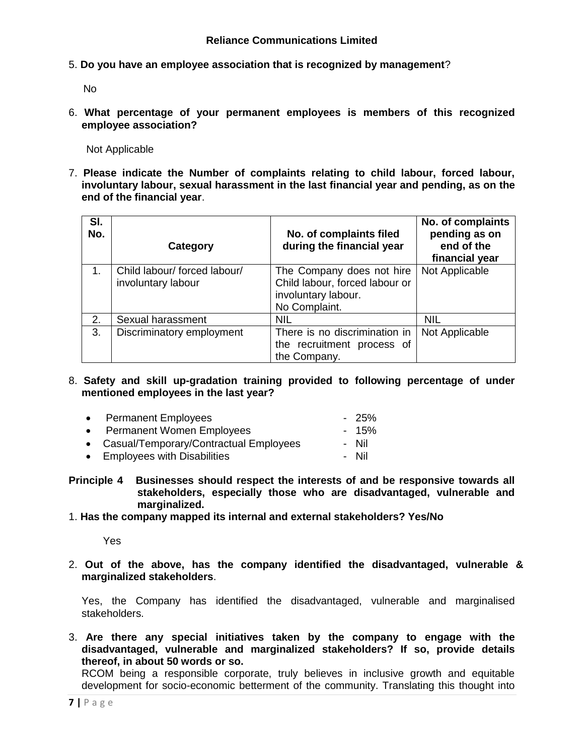5. **Do you have an employee association that is recognized by management**?

   No

6. **What percentage of your permanent employees is members of this recognized employee association?**

   Not Applicable

7. **Please indicate the Number of complaints relating to child labour, forced labour, involuntary labour, sexual harassment in the last financial year and pending, as on the end of the financial year**.

| Sl. No. | Category | No. of complaints filed during the financial year | No. of complaints pending as on end of the financial year |
|---|---|---|---|
| 1. | Child labour/ forced labour/ involuntary labour | The Company does not hire Child labour, forced labour or involuntary labour. No Complaint. | Not Applicable |
| 2. | Sexual harassment | NIL | NIL |
| 3. | Discriminatory employment | There is no discrimination in the recruitment process of the Company. | Not Applicable |

8. **Safety and skill up-gradation training provided to following percentage of under mentioned employees in the last year?**

   - Permanent Employees - 25%
   - Permanent Women Employees - 15%
   - Casual/Temporary/Contractual Employees - Nil
   - Employees with Disabilities - Nil

**Principle 4 Businesses should respect the interests of and be responsive towards all stakeholders, especially those who are disadvantaged, vulnerable and marginalized.**

1. **Has the company mapped its internal and external stakeholders? Yes/No**

   Yes

2. **Out of the above, has the company identified the disadvantaged, vulnerable & marginalized stakeholders**.

   Yes, the Company has identified the disadvantaged, vulnerable and marginalised stakeholders.

3. **Are there any special initiatives taken by the company to engage with the disadvantaged, vulnerable and marginalized stakeholders? If so, provide details thereof, in about 50 words or so.**

   RCOM being a responsible corporate, truly believes in inclusive growth and equitable development for socio-economic betterment of the community. Translating this thought into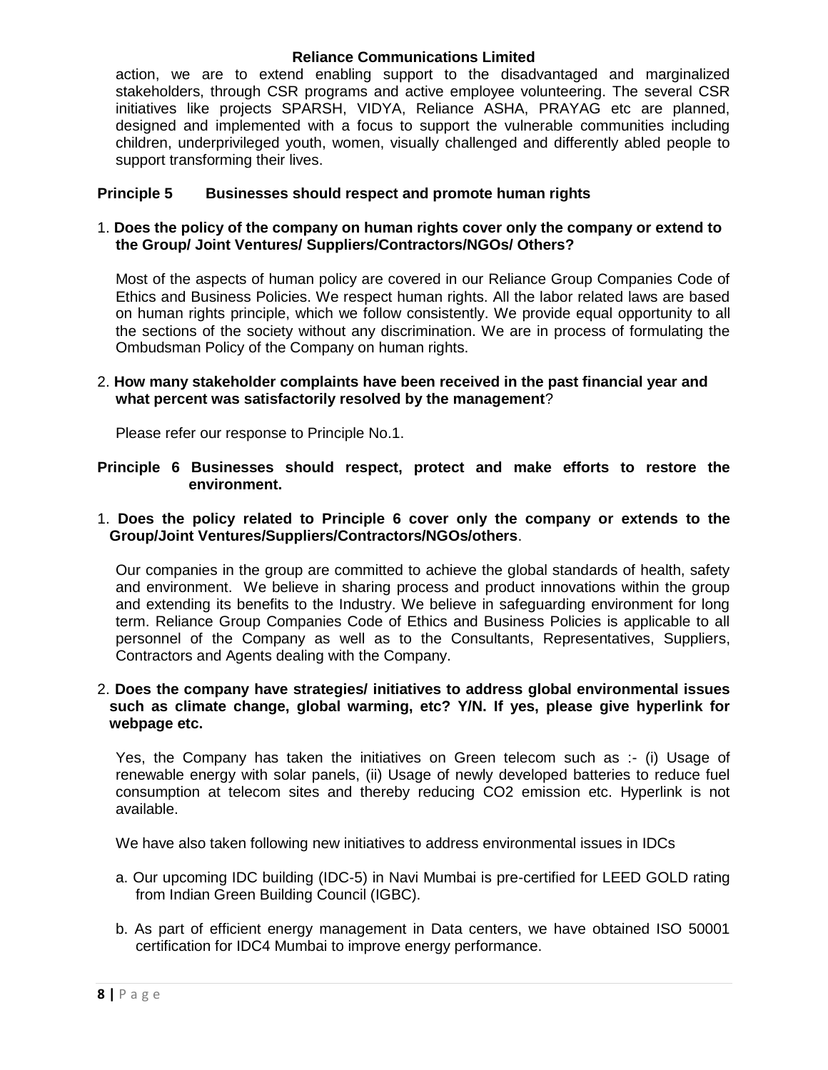action, we are to extend enabling support to the disadvantaged and marginalized stakeholders, through CSR programs and active employee volunteering. The several CSR initiatives like projects SPARSH, VIDYA, Reliance ASHA, PRAYAG etc are planned, designed and implemented with a focus to support the vulnerable communities including children, underprivileged youth, women, visually challenged and differently abled people to support transforming their lives.

## Principle 5 Businesses should respect and promote human rights

1. **Does the policy of the company on human rights cover only the company or extend to the Group/ Joint Ventures/ Suppliers/Contractors/NGOs/ Others?**

   Most of the aspects of human policy are covered in our Reliance Group Companies Code of Ethics and Business Policies. We respect human rights. All the labor related laws are based on human rights principle, which we follow consistently. We provide equal opportunity to all the sections of the society without any discrimination. We are in process of formulating the Ombudsman Policy of the Company on human rights.

2. **How many stakeholder complaints have been received in the past financial year and what percent was satisfactorily resolved by the management**?

   Please refer our response to Principle No.1.

## Principle 6 Businesses should respect, protect and make efforts to restore the environment.

1. **Does the policy related to Principle 6 cover only the company or extends to the Group/Joint Ventures/Suppliers/Contractors/NGOs/others**.

   Our companies in the group are committed to achieve the global standards of health, safety and environment. We believe in sharing process and product innovations within the group and extending its benefits to the Industry. We believe in safeguarding environment for long term. Reliance Group Companies Code of Ethics and Business Policies is applicable to all personnel of the Company as well as to the Consultants, Representatives, Suppliers, Contractors and Agents dealing with the Company.

2. **Does the company have strategies/ initiatives to address global environmental issues such as climate change, global warming, etc? Y/N. If yes, please give hyperlink for webpage etc.**

   Yes, the Company has taken the initiatives on Green telecom such as :- (i) Usage of renewable energy with solar panels, (ii) Usage of newly developed batteries to reduce fuel consumption at telecom sites and thereby reducing $CO_2$ emission etc. Hyperlink is not available.

   We have also taken following new initiatives to address environmental issues in IDCs

   a. Our upcoming IDC building (IDC-5) in Navi Mumbai is pre-certified for LEED GOLD rating from Indian Green Building Council (IGBC).

   b. As part of efficient energy management in Data centers, we have obtained ISO 50001 certification for IDC4 Mumbai to improve energy performance.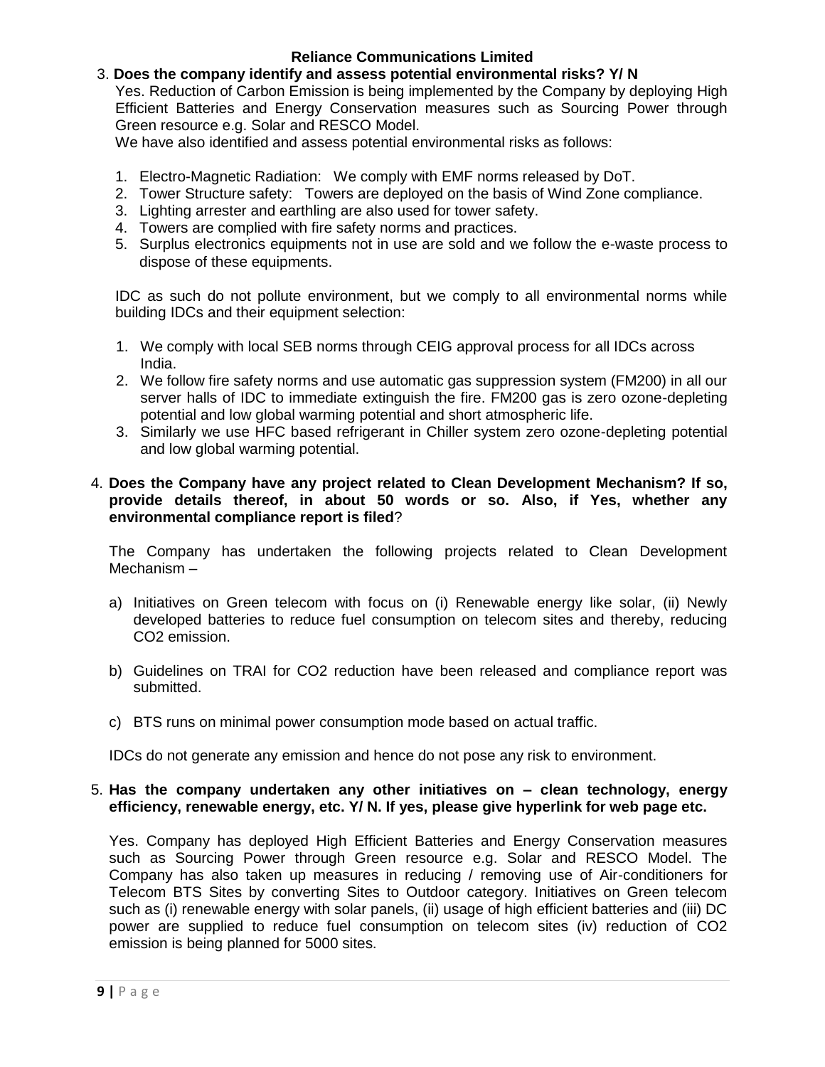3. **Does the company identify and assess potential environmental risks? Y/ N**

   Yes. Reduction of Carbon Emission is being implemented by the Company by deploying High Efficient Batteries and Energy Conservation measures such as Sourcing Power through Green resource e.g. Solar and RESCO Model.

   We have also identified and assess potential environmental risks as follows:

   1. Electro-Magnetic Radiation: We comply with EMF norms released by DoT.
   2. Tower Structure safety: Towers are deployed on the basis of Wind Zone compliance.
   3. Lighting arrester and earthling are also used for tower safety.
   4. Towers are complied with fire safety norms and practices.
   5. Surplus electronics equipments not in use are sold and we follow the e-waste process to dispose of these equipments.

   IDC as such do not pollute environment, but we comply to all environmental norms while building IDCs and their equipment selection:

   1. We comply with local SEB norms through CEIG approval process for all IDCs across India.
   2. We follow fire safety norms and use automatic gas suppression system (FM200) in all our server halls of IDC to immediate extinguish the fire. FM200 gas is zero ozone-depleting potential and low global warming potential and short atmospheric life.
   3. Similarly we use HFC based refrigerant in Chiller system zero ozone-depleting potential and low global warming potential.

4. **Does the Company have any project related to Clean Development Mechanism? If so, provide details thereof, in about 50 words or so. Also, if Yes, whether any environmental compliance report is filed**?

   The Company has undertaken the following projects related to Clean Development Mechanism –

   a) Initiatives on Green telecom with focus on (i) Renewable energy like solar, (ii) Newly developed batteries to reduce fuel consumption on telecom sites and thereby, reducing $CO_2$ emission.

   b) Guidelines on TRAI for $CO_2$ reduction have been released and compliance report was submitted.

   c) BTS runs on minimal power consumption mode based on actual traffic.

   IDCs do not generate any emission and hence do not pose any risk to environment.

5. **Has the company undertaken any other initiatives on – clean technology, energy efficiency, renewable energy, etc. Y/ N. If yes, please give hyperlink for web page etc.**

   Yes. Company has deployed High Efficient Batteries and Energy Conservation measures such as Sourcing Power through Green resource e.g. Solar and RESCO Model. The Company has also taken up measures in reducing / removing use of Air-conditioners for Telecom BTS Sites by converting Sites to Outdoor category. Initiatives on Green telecom such as (i) renewable energy with solar panels, (ii) usage of high efficient batteries and (iii) DC power are supplied to reduce fuel consumption on telecom sites (iv) reduction of $CO_2$ emission is being planned for 5000 sites.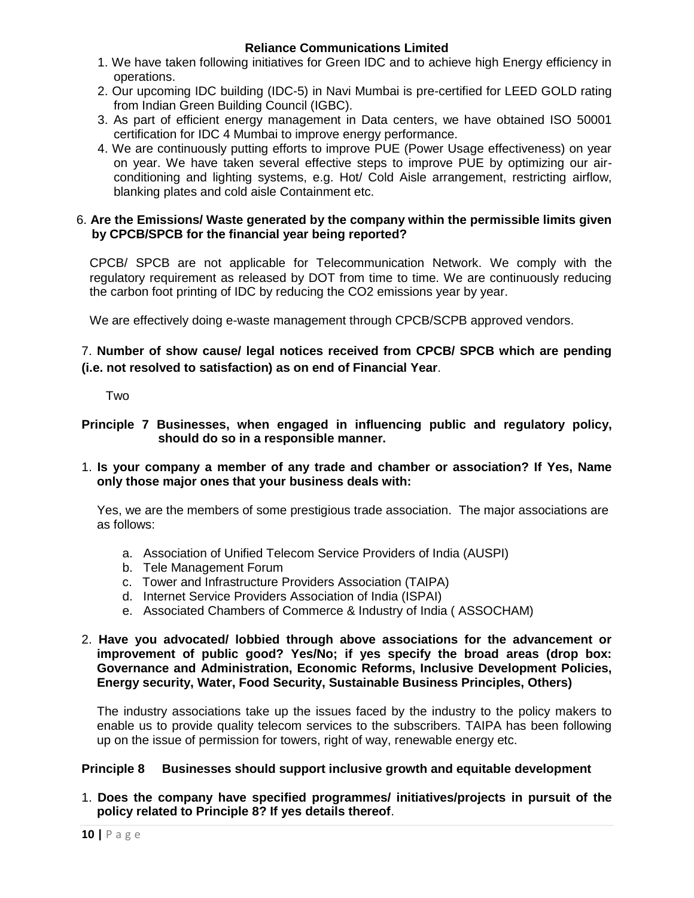1. We have taken following initiatives for Green IDC and to achieve high Energy efficiency in operations.
2. Our upcoming IDC building (IDC-5) in Navi Mumbai is pre-certified for LEED GOLD rating from Indian Green Building Council (IGBC).
3. As part of efficient energy management in Data centers, we have obtained ISO 50001 certification for IDC 4 Mumbai to improve energy performance.
4. We are continuously putting efforts to improve PUE (Power Usage effectiveness) on year on year. We have taken several effective steps to improve PUE by optimizing our air-conditioning and lighting systems, e.g. Hot/ Cold Aisle arrangement, restricting airflow, blanking plates and cold aisle Containment etc.

6. **Are the Emissions/ Waste generated by the company within the permissible limits given by CPCB/SPCB for the financial year being reported?**

CPCB/ SPCB are not applicable for Telecommunication Network. We comply with the regulatory requirement as released by DOT from time to time. We are continuously reducing the carbon foot printing of IDC by reducing the CO2 emissions year by year.

We are effectively doing e-waste management through CPCB/SCPB approved vendors.

7. **Number of show cause/ legal notices received from CPCB/ SPCB which are pending (i.e. not resolved to satisfaction) as on end of Financial Year**.

Two

**Principle 7 Businesses, when engaged in influencing public and regulatory policy, should do so in a responsible manner.**

1. **Is your company a member of any trade and chamber or association? If Yes, Name only those major ones that your business deals with:**

Yes, we are the members of some prestigious trade association. The major associations are as follows:

a. Association of Unified Telecom Service Providers of India (AUSPI)
b. Tele Management Forum
c. Tower and Infrastructure Providers Association (TAIPA)
d. Internet Service Providers Association of India (ISPAI)
e. Associated Chambers of Commerce & Industry of India ( ASSOCHAM)

2. **Have you advocated/ lobbied through above associations for the advancement or improvement of public good? Yes/No; if yes specify the broad areas (drop box: Governance and Administration, Economic Reforms, Inclusive Development Policies, Energy security, Water, Food Security, Sustainable Business Principles, Others)**

The industry associations take up the issues faced by the industry to the policy makers to enable us to provide quality telecom services to the subscribers. TAIPA has been following up on the issue of permission for towers, right of way, renewable energy etc.

**Principle 8 Businesses should support inclusive growth and equitable development**

1. **Does the company have specified programmes/ initiatives/projects in pursuit of the policy related to Principle 8? If yes details thereof**.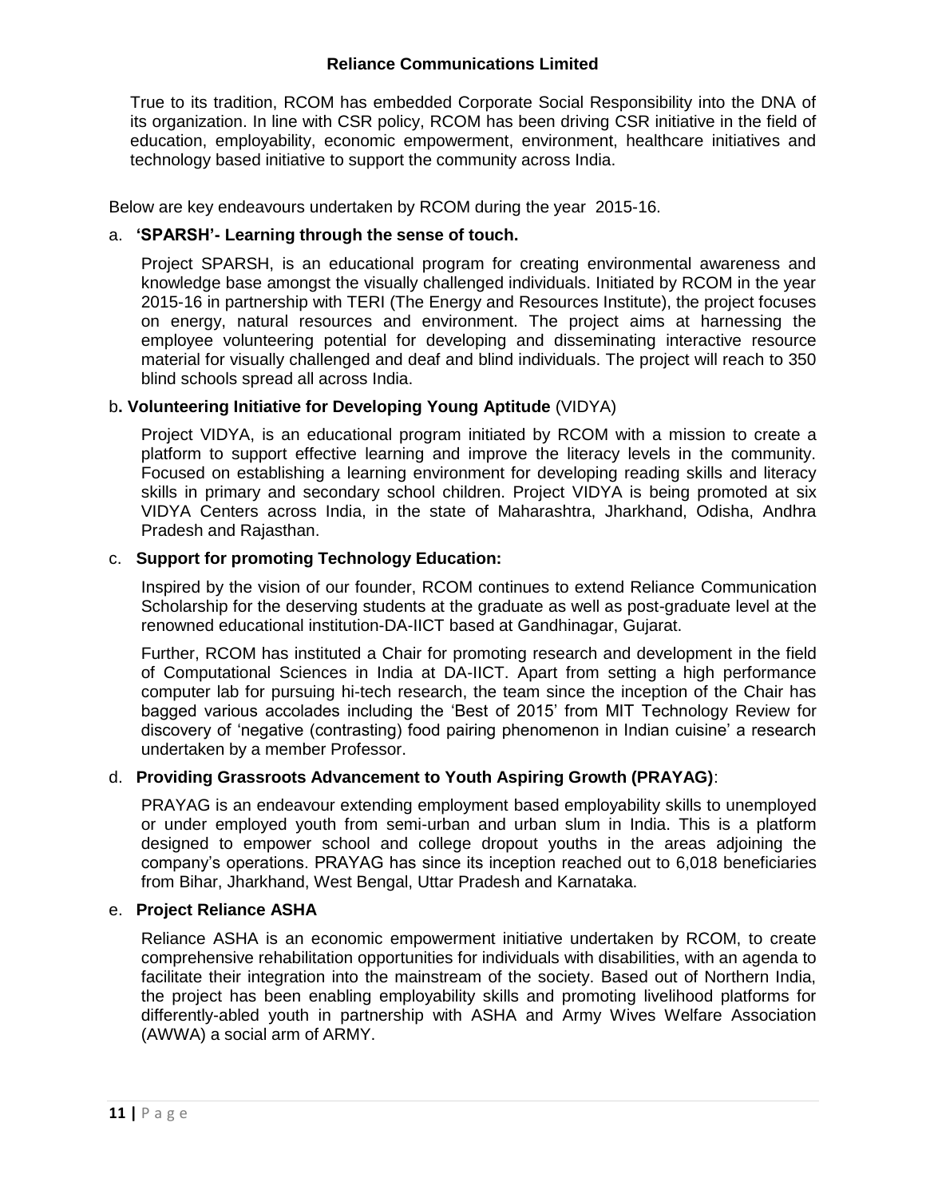True to its tradition, RCOM has embedded Corporate Social Responsibility into the DNA of its organization. In line with CSR policy, RCOM has been driving CSR initiative in the field of education, employability, economic empowerment, environment, healthcare initiatives and technology based initiative to support the community across India.

Below are key endeavours undertaken by RCOM during the year 2015-16.

a. **'SPARSH'- Learning through the sense of touch.**

Project SPARSH, is an educational program for creating environmental awareness and knowledge base amongst the visually challenged individuals. Initiated by RCOM in the year 2015-16 in partnership with TERI (The Energy and Resources Institute), the project focuses on energy, natural resources and environment. The project aims at harnessing the employee volunteering potential for developing and disseminating interactive resource material for visually challenged and deaf and blind individuals. The project will reach to 350 blind schools spread all across India.

b**. Volunteering Initiative for Developing Young Aptitude** (VIDYA)

Project VIDYA, is an educational program initiated by RCOM with a mission to create a platform to support effective learning and improve the literacy levels in the community. Focused on establishing a learning environment for developing reading skills and literacy skills in primary and secondary school children. Project VIDYA is being promoted at six VIDYA Centers across India, in the state of Maharashtra, Jharkhand, Odisha, Andhra Pradesh and Rajasthan.

c. **Support for promoting Technology Education:**

Inspired by the vision of our founder, RCOM continues to extend Reliance Communication Scholarship for the deserving students at the graduate as well as post-graduate level at the renowned educational institution-DA-IICT based at Gandhinagar, Gujarat.

Further, RCOM has instituted a Chair for promoting research and development in the field of Computational Sciences in India at DA-IICT. Apart from setting a high performance computer lab for pursuing hi-tech research, the team since the inception of the Chair has bagged various accolades including the 'Best of 2015' from MIT Technology Review for discovery of 'negative (contrasting) food pairing phenomenon in Indian cuisine' a research undertaken by a member Professor.

d. **Providing Grassroots Advancement to Youth Aspiring Growth (PRAYAG)**:

PRAYAG is an endeavour extending employment based employability skills to unemployed or under employed youth from semi-urban and urban slum in India. This is a platform designed to empower school and college dropout youths in the areas adjoining the company's operations. PRAYAG has since its inception reached out to 6,018 beneficiaries from Bihar, Jharkhand, West Bengal, Uttar Pradesh and Karnataka.

e. **Project Reliance ASHA**

Reliance ASHA is an economic empowerment initiative undertaken by RCOM, to create comprehensive rehabilitation opportunities for individuals with disabilities, with an agenda to facilitate their integration into the mainstream of the society. Based out of Northern India, the project has been enabling employability skills and promoting livelihood platforms for differently-abled youth in partnership with ASHA and Army Wives Welfare Association (AWWA) a social arm of ARMY.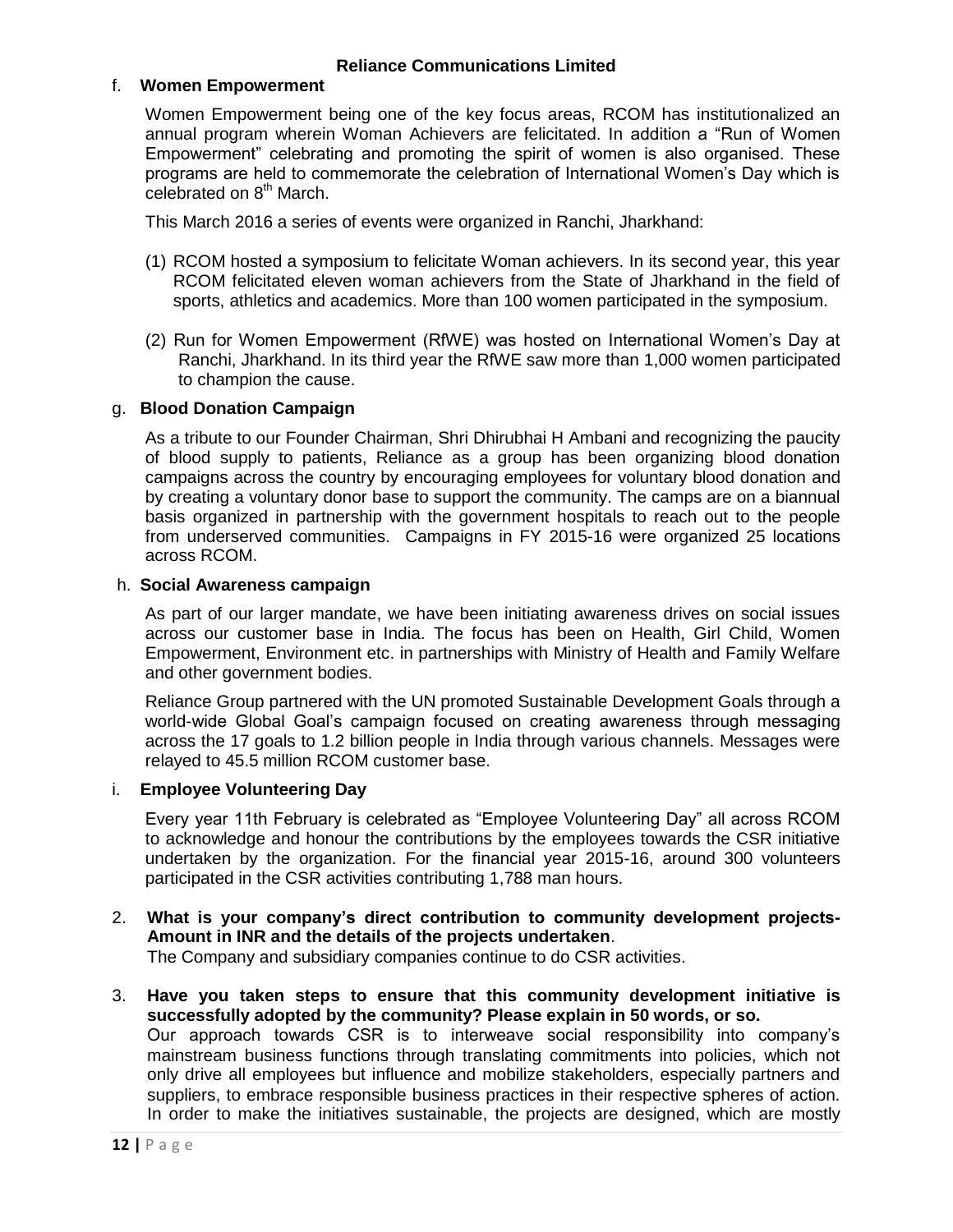f. **Women Empowerment**

Women Empowerment being one of the key focus areas, RCOM has institutionalized an annual program wherein Woman Achievers are felicitated. In addition a "Run of Women Empowerment" celebrating and promoting the spirit of women is also organised. These programs are held to commemorate the celebration of International Women's Day which is celebrated on 8th March.

This March 2016 a series of events were organized in Ranchi, Jharkhand:

(1) RCOM hosted a symposium to felicitate Woman achievers. In its second year, this year RCOM felicitated eleven woman achievers from the State of Jharkhand in the field of sports, athletics and academics. More than 100 women participated in the symposium.

(2) Run for Women Empowerment (RfWE) was hosted on International Women's Day at Ranchi, Jharkhand. In its third year the RfWE saw more than 1,000 women participated to champion the cause.

g. **Blood Donation Campaign**

As a tribute to our Founder Chairman, Shri Dhirubhai H Ambani and recognizing the paucity of blood supply to patients, Reliance as a group has been organizing blood donation campaigns across the country by encouraging employees for voluntary blood donation and by creating a voluntary donor base to support the community. The camps are on a biannual basis organized in partnership with the government hospitals to reach out to the people from underserved communities. Campaigns in FY 2015-16 were organized 25 locations across RCOM.

h. **Social Awareness campaign**

As part of our larger mandate, we have been initiating awareness drives on social issues across our customer base in India. The focus has been on Health, Girl Child, Women Empowerment, Environment etc. in partnerships with Ministry of Health and Family Welfare and other government bodies.

Reliance Group partnered with the UN promoted Sustainable Development Goals through a world-wide Global Goal's campaign focused on creating awareness through messaging across the 17 goals to 1.2 billion people in India through various channels. Messages were relayed to 45.5 million RCOM customer base.

i. **Employee Volunteering Day**

Every year 11th February is celebrated as "Employee Volunteering Day" all across RCOM to acknowledge and honour the contributions by the employees towards the CSR initiative undertaken by the organization. For the financial year 2015-16, around 300 volunteers participated in the CSR activities contributing 1,788 man hours.

2. **What is your company's direct contribution to community development projects- Amount in INR and the details of the projects undertaken**.
   The Company and subsidiary companies continue to do CSR activities.

3. **Have you taken steps to ensure that this community development initiative is successfully adopted by the community? Please explain in 50 words, or so.**
   Our approach towards CSR is to interweave social responsibility into company's mainstream business functions through translating commitments into policies, which not only drive all employees but influence and mobilize stakeholders, especially partners and suppliers, to embrace responsible business practices in their respective spheres of action. In order to make the initiatives sustainable, the projects are designed, which are mostly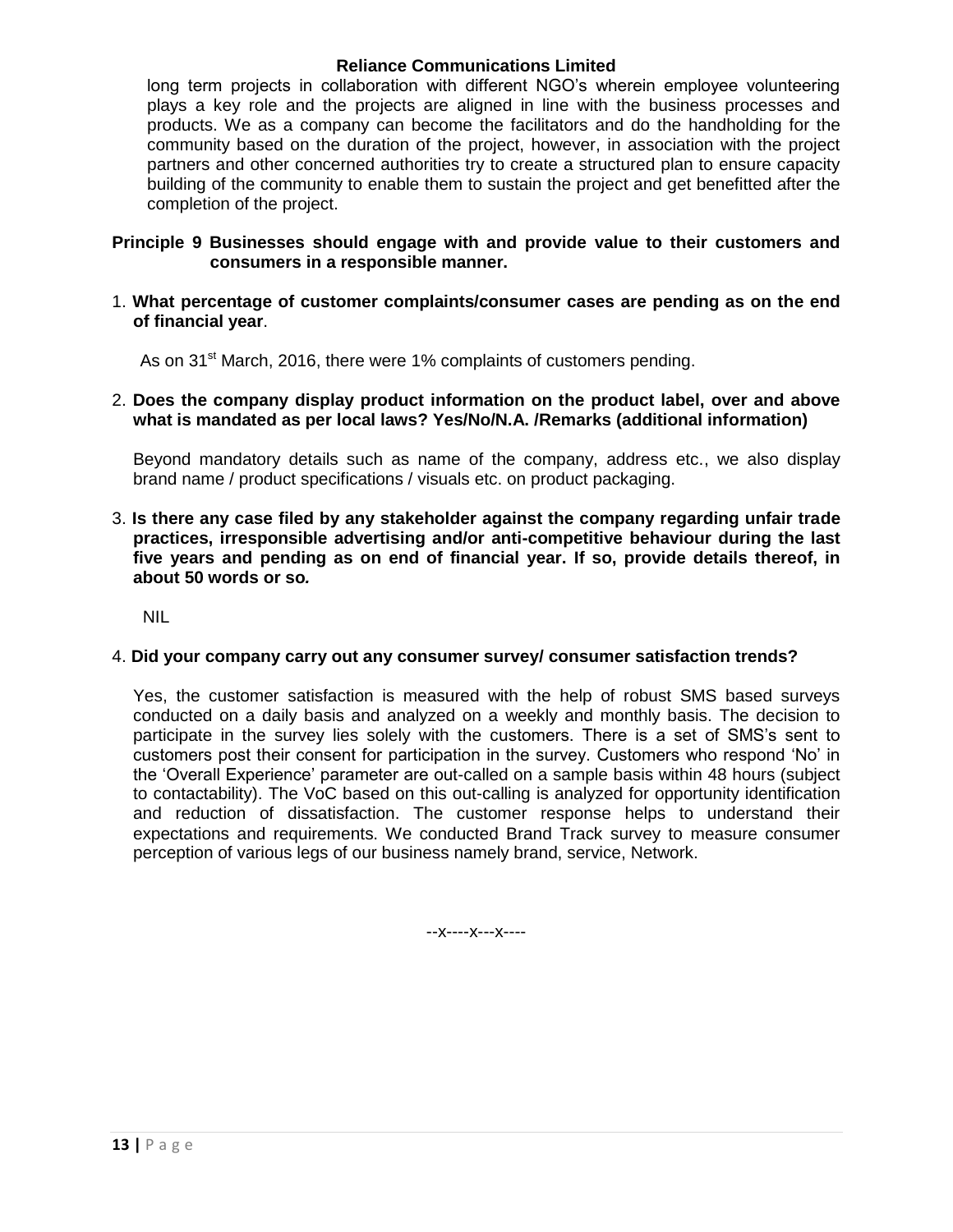long term projects in collaboration with different NGO's wherein employee volunteering plays a key role and the projects are aligned in line with the business processes and products. We as a company can become the facilitators and do the handholding for the community based on the duration of the project, however, in association with the project partners and other concerned authorities try to create a structured plan to ensure capacity building of the community to enable them to sustain the project and get benefitted after the completion of the project.

**Principle 9 Businesses should engage with and provide value to their customers and consumers in a responsible manner.**

1. **What percentage of customer complaints/consumer cases are pending as on the end of financial year**.

   As on 31st March, 2016, there were 1% complaints of customers pending.

2. **Does the company display product information on the product label, over and above what is mandated as per local laws? Yes/No/N.A. /Remarks (additional information)**

   Beyond mandatory details such as name of the company, address etc., we also display brand name / product specifications / visuals etc. on product packaging.

3. **Is there any case filed by any stakeholder against the company regarding unfair trade practices, irresponsible advertising and/or anti-competitive behaviour during the last five years and pending as on end of financial year. If so, provide details thereof, in about 50 words or so.**

   NIL

4. **Did your company carry out any consumer survey/ consumer satisfaction trends?**

   Yes, the customer satisfaction is measured with the help of robust SMS based surveys conducted on a daily basis and analyzed on a weekly and monthly basis. The decision to participate in the survey lies solely with the customers. There is a set of SMS's sent to customers post their consent for participation in the survey. Customers who respond 'No' in the 'Overall Experience' parameter are out-called on a sample basis within 48 hours (subject to contactability). The VoC based on this out-calling is analyzed for opportunity identification and reduction of dissatisfaction. The customer response helps to understand their expectations and requirements. We conducted Brand Track survey to measure consumer perception of various legs of our business namely brand, service, Network.

--x----x---x----